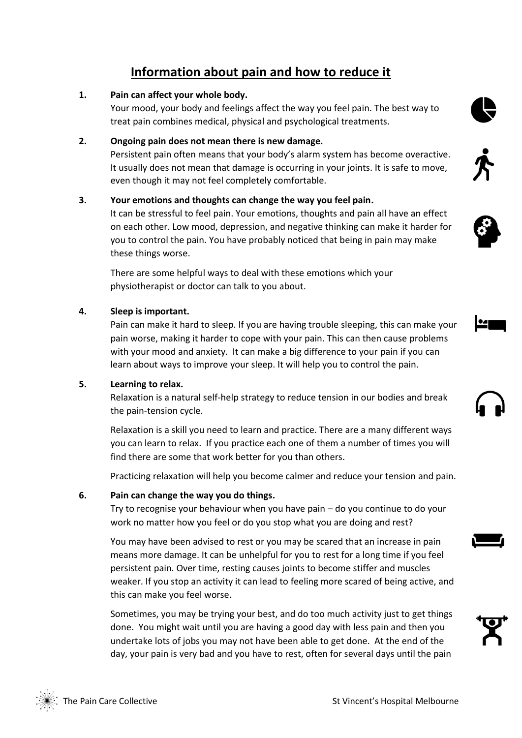# Information about pain and how to reduce it

1. **Pain can affect your whole body.**
   Your mood, your body and feelings affect the way you feel pain. The best way to treat pain combines medical, physical and psychological treatments.

2. **Ongoing pain does not mean there is new damage.**
   Persistent pain often means that your body's alarm system has become overactive. It usually does not mean that damage is occurring in your joints. It is safe to move, even though it may not feel completely comfortable.

3. **Your emotions and thoughts can change the way you feel pain.**
   It can be stressful to feel pain. Your emotions, thoughts and pain all have an effect on each other. Low mood, depression, and negative thinking can make it harder for you to control the pain. You have probably noticed that being in pain may make these things worse.

   There are some helpful ways to deal with these emotions which your physiotherapist or doctor can talk to you about.

4. **Sleep is important.**
   Pain can make it hard to sleep. If you are having trouble sleeping, this can make your pain worse, making it harder to cope with your pain. This can then cause problems with your mood and anxiety. It can make a big difference to your pain if you can learn about ways to improve your sleep. It will help you to control the pain.

5. **Learning to relax.**
   Relaxation is a natural self-help strategy to reduce tension in our bodies and break the pain-tension cycle.

   Relaxation is a skill you need to learn and practice. There are a many different ways you can learn to relax. If you practice each one of them a number of times you will find there are some that work better for you than others.

   Practicing relaxation will help you become calmer and reduce your tension and pain.

6. **Pain can change the way you do things.**
   Try to recognise your behaviour when you have pain – do you continue to do your work no matter how you feel or do you stop what you are doing and rest?

   You may have been advised to rest or you may be scared that an increase in pain means more damage. It can be unhelpful for you to rest for a long time if you feel persistent pain. Over time, resting causes joints to become stiffer and muscles weaker. If you stop an activity it can lead to feeling more scared of being active, and this can make you feel worse.

   Sometimes, you may be trying your best, and do too much activity just to get things done. You might wait until you are having a good day with less pain and then you undertake lots of jobs you may not have been able to get done. At the end of the day, your pain is very bad and you have to rest, often for several days until the pain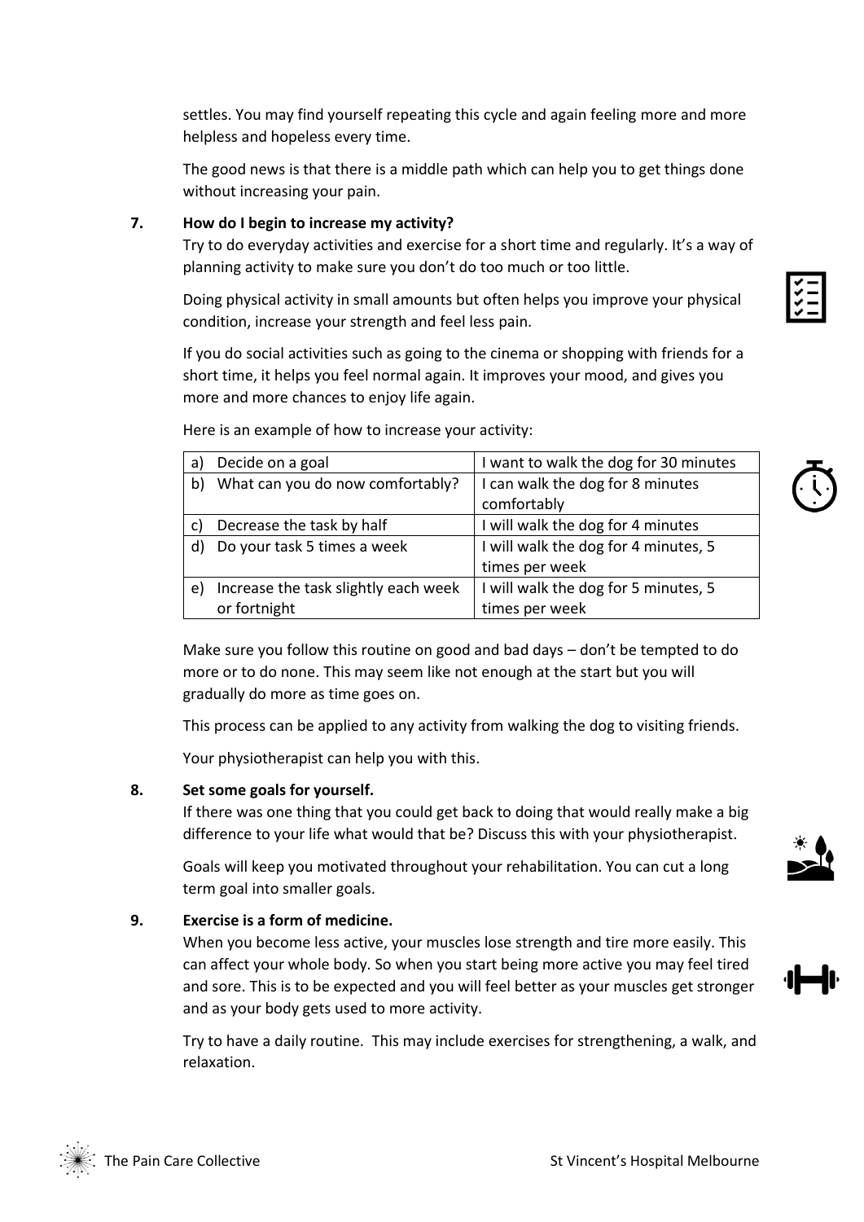settles. You may find yourself repeating this cycle and again feeling more and more helpless and hopeless every time.

The good news is that there is a middle path which can help you to get things done without increasing your pain.

**7. How do I begin to increase my activity?**

Try to do everyday activities and exercise for a short time and regularly. It's a way of planning activity to make sure you don't do too much or too little.

Doing physical activity in small amounts but often helps you improve your physical condition, increase your strength and feel less pain.

If you do social activities such as going to the cinema or shopping with friends for a short time, it helps you feel normal again. It improves your mood, and gives you more and more chances to enjoy life again.

Here is an example of how to increase your activity:

| | |
|---|---|
| a) Decide on a goal | I want to walk the dog for 30 minutes |
| b) What can you do now comfortably? | I can walk the dog for 8 minutes comfortably |
| c) Decrease the task by half | I will walk the dog for 4 minutes |
| d) Do your task 5 times a week | I will walk the dog for 4 minutes, 5 times per week |
| e) Increase the task slightly each week or fortnight | I will walk the dog for 5 minutes, 5 times per week |

Make sure you follow this routine on good and bad days – don't be tempted to do more or to do none. This may seem like not enough at the start but you will gradually do more as time goes on.

This process can be applied to any activity from walking the dog to visiting friends.

Your physiotherapist can help you with this.

**8. Set some goals for yourself.**

If there was one thing that you could get back to doing that would really make a big difference to your life what would that be? Discuss this with your physiotherapist.

Goals will keep you motivated throughout your rehabilitation. You can cut a long term goal into smaller goals.

**9. Exercise is a form of medicine.**

When you become less active, your muscles lose strength and tire more easily. This can affect your whole body. So when you start being more active you may feel tired and sore. This is to be expected and you will feel better as your muscles get stronger and as your body gets used to more activity.

Try to have a daily routine. This may include exercises for strengthening, a walk, and relaxation.